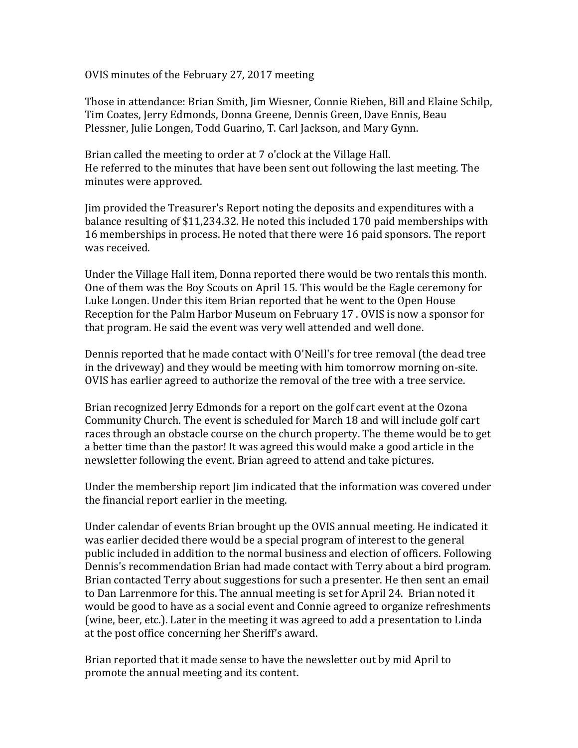OVIS minutes of the February 27, 2017 meeting

Those in attendance: Brian Smith, Jim Wiesner, Connie Rieben, Bill and Elaine Schilp, Tim Coates, Jerry Edmonds, Donna Greene, Dennis Green, Dave Ennis, Beau Plessner, Julie Longen, Todd Guarino, T. Carl Jackson, and Mary Gynn.

Brian called the meeting to order at 7 o'clock at the Village Hall.
He referred to the minutes that have been sent out following the last meeting. The minutes were approved.

Jim provided the Treasurer's Report noting the deposits and expenditures with a balance resulting of $11,234.32. He noted this included 170 paid memberships with 16 memberships in process. He noted that there were 16 paid sponsors. The report was received.

Under the Village Hall item, Donna reported there would be two rentals this month. One of them was the Boy Scouts on April 15. This would be the Eagle ceremony for Luke Longen. Under this item Brian reported that he went to the Open House Reception for the Palm Harbor Museum on February 17 . OVIS is now a sponsor for that program. He said the event was very well attended and well done.

Dennis reported that he made contact with O'Neill's for tree removal (the dead tree in the driveway) and they would be meeting with him tomorrow morning on-site. OVIS has earlier agreed to authorize the removal of the tree with a tree service.

Brian recognized Jerry Edmonds for a report on the golf cart event at the Ozona Community Church. The event is scheduled for March 18 and will include golf cart races through an obstacle course on the church property. The theme would be to get a better time than the pastor! It was agreed this would make a good article in the newsletter following the event. Brian agreed to attend and take pictures.

Under the membership report Jim indicated that the information was covered under the financial report earlier in the meeting.

Under calendar of events Brian brought up the OVIS annual meeting. He indicated it was earlier decided there would be a special program of interest to the general public included in addition to the normal business and election of officers. Following Dennis's recommendation Brian had made contact with Terry about a bird program. Brian contacted Terry about suggestions for such a presenter. He then sent an email to Dan Larrenmore for this. The annual meeting is set for April 24. Brian noted it would be good to have as a social event and Connie agreed to organize refreshments (wine, beer, etc.). Later in the meeting it was agreed to add a presentation to Linda at the post office concerning her Sheriff's award.

Brian reported that it made sense to have the newsletter out by mid April to promote the annual meeting and its content.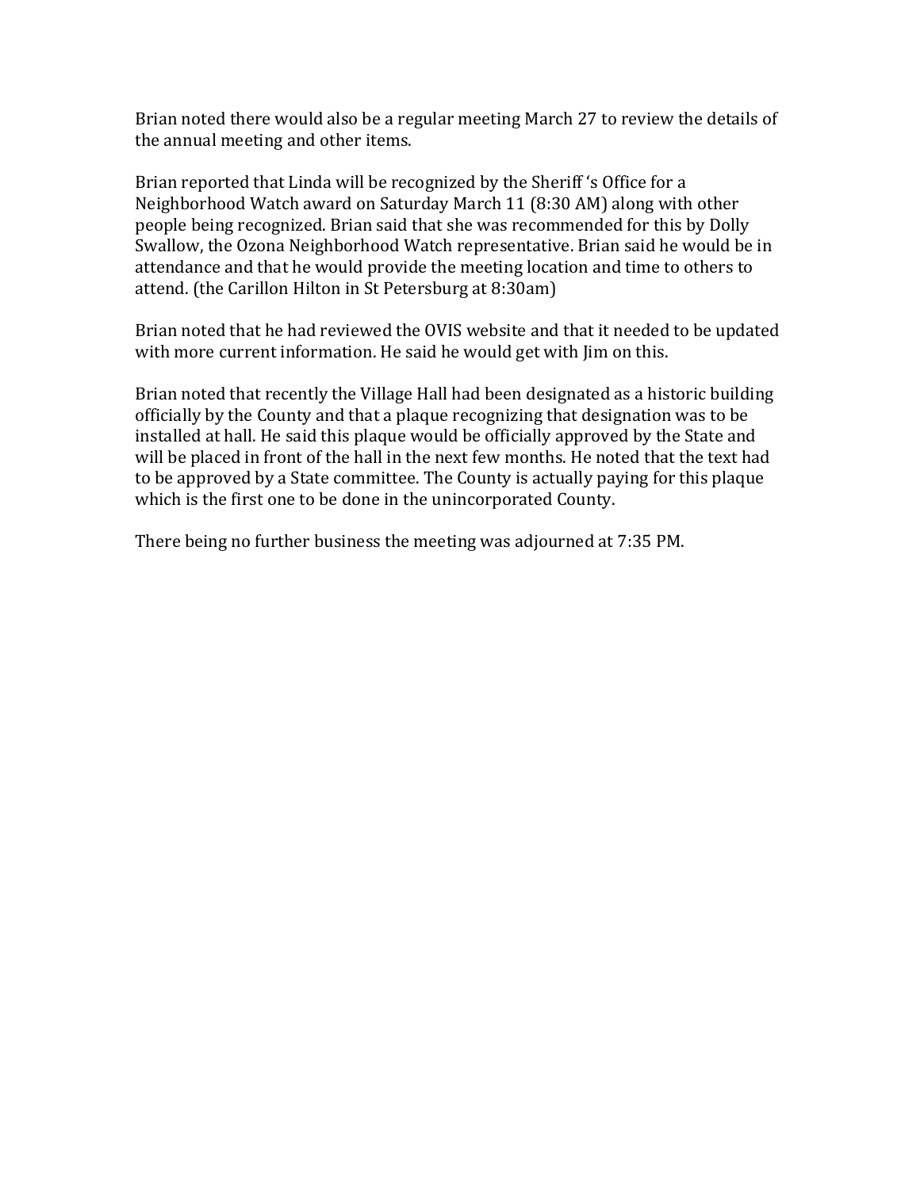Brian noted there would also be a regular meeting March 27 to review the details of the annual meeting and other items.

Brian reported that Linda will be recognized by the Sheriff 's Office for a Neighborhood Watch award on Saturday March 11 (8:30 AM) along with other people being recognized. Brian said that she was recommended for this by Dolly Swallow, the Ozona Neighborhood Watch representative. Brian said he would be in attendance and that he would provide the meeting location and time to others to attend. (the Carillon Hilton in St Petersburg at 8:30am)

Brian noted that he had reviewed the OVIS website and that it needed to be updated with more current information. He said he would get with Jim on this.

Brian noted that recently the Village Hall had been designated as a historic building officially by the County and that a plaque recognizing that designation was to be installed at hall. He said this plaque would be officially approved by the State and will be placed in front of the hall in the next few months. He noted that the text had to be approved by a State committee. The County is actually paying for this plaque which is the first one to be done in the unincorporated County.

There being no further business the meeting was adjourned at 7:35 PM.